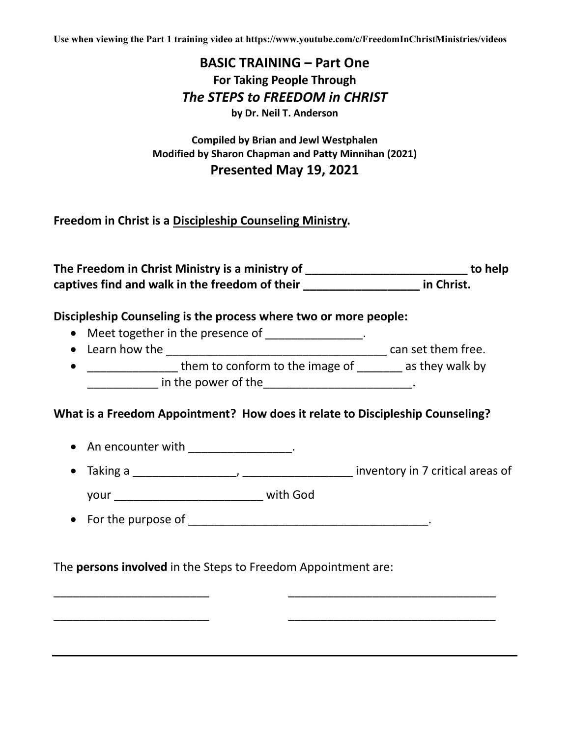Use when viewing the Part 1 training video at https://www.youtube.com/c/FreedomInChristMinistries/videos

# BASIC TRAINING – Part One

## For Taking People Through

## *The STEPS to FREEDOM in CHRIST*

**by Dr. Neil T. Anderson**

**Compiled by Brian and Jewl Westphalen**
**Modified by Sharon Chapman and Patty Minnihan (2021)**

## Presented May 19, 2021

**Freedom in Christ is a Discipleship Counseling Ministry.**

**The Freedom in Christ Ministry is a ministry of _________________________ to help captives find and walk in the freedom of their __________________ in Christ.**

**Discipleship Counseling is the process where two or more people:**

- Meet together in the presence of _______________.
- Learn how the ___________________________________ can set them free.
- ______________ them to conform to the image of _______ as they walk by ___________ in the power of the_______________________.

**What is a Freedom Appointment? How does it relate to Discipleship Counseling?**

- An encounter with ________________.
- Taking a ________________, _________________ inventory in 7 critical areas of your _______________________ with God
- For the purpose of ______________________________________.

The **persons involved** in the Steps to Freedom Appointment are:

_________________________ __________________________________

_________________________ __________________________________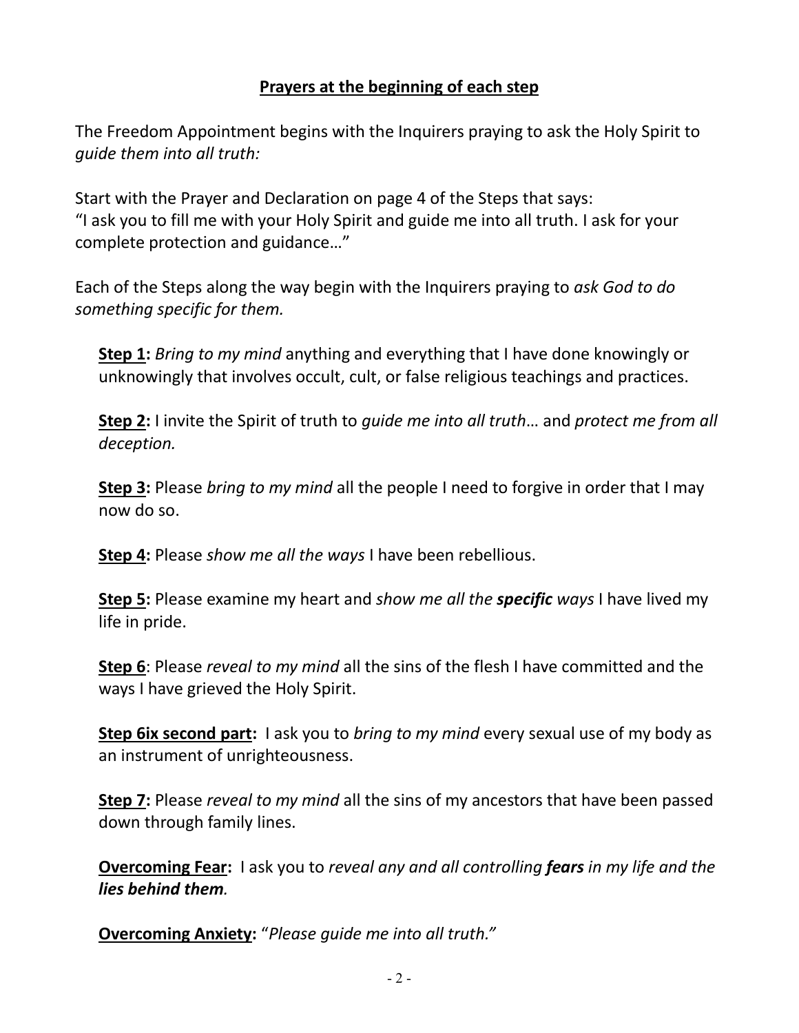## **Prayers at the beginning of each step**

The Freedom Appointment begins with the Inquirers praying to ask the Holy Spirit to *guide them into all truth:*

Start with the Prayer and Declaration on page 4 of the Steps that says:
"I ask you to fill me with your Holy Spirit and guide me into all truth. I ask for your complete protection and guidance…"

Each of the Steps along the way begin with the Inquirers praying to *ask God to do something specific for them.*

**Step 1:** *Bring to my mind* anything and everything that I have done knowingly or unknowingly that involves occult, cult, or false religious teachings and practices.

**Step 2:** I invite the Spirit of truth to *guide me into all truth*… and *protect me from all deception.*

**Step 3:** Please *bring to my mind* all the people I need to forgive in order that I may now do so.

**Step 4:** Please *show me all the ways* I have been rebellious.

**Step 5:** Please examine my heart and *show me all the **specific** ways* I have lived my life in pride.

**Step 6**: Please *reveal to my mind* all the sins of the flesh I have committed and the ways I have grieved the Holy Spirit.

**Step 6ix second part:** I ask you to *bring to my mind* every sexual use of my body as an instrument of unrighteousness.

**Step 7:** Please *reveal to my mind* all the sins of my ancestors that have been passed down through family lines.

**Overcoming Fear:** I ask you to *reveal any and all controlling **fears** in my life and the **lies behind them**.*

**Overcoming Anxiety:** "*Please guide me into all truth.*"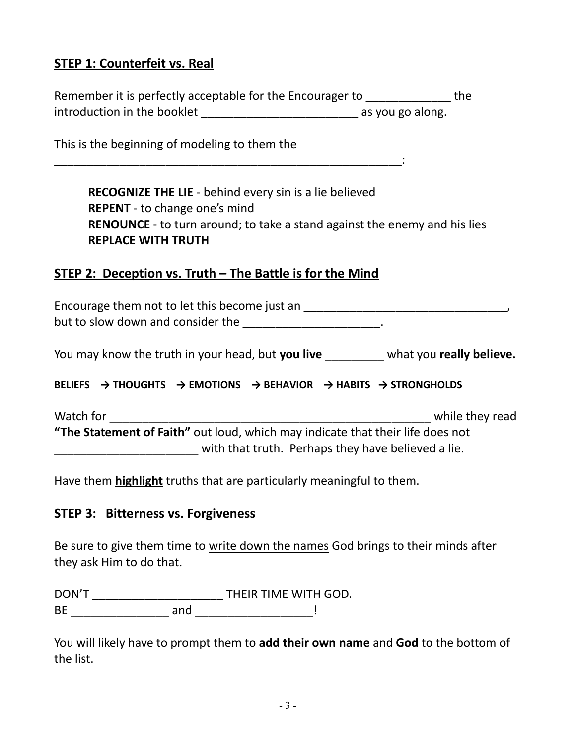## STEP 1: Counterfeit vs. Real

Remember it is perfectly acceptable for the Encourager to _____________ the introduction in the booklet ________________________ as you go along.

This is the beginning of modeling to them the _______________________________________________________:

> **RECOGNIZE THE LIE** - behind every sin is a lie believed
> **REPENT** - to change one's mind
> **RENOUNCE** - to turn around; to take a stand against the enemy and his lies
> **REPLACE WITH TRUTH**

## STEP 2: Deception vs. Truth – The Battle is for the Mind

Encourage them not to let this become just an _______________________________, but to slow down and consider the _____________________.

You may know the truth in your head, but **you live** _________ what you **really believe.**

**BELIEFS → THOUGHTS → EMOTIONS → BEHAVIOR → HABITS → STRONGHOLDS**

Watch for ___________________________________________________ while they read **"The Statement of Faith"** out loud, which may indicate that their life does not ______________________ with that truth. Perhaps they have believed a lie.

Have them **highlight** truths that are particularly meaningful to them.

## STEP 3: Bitterness vs. Forgiveness

Be sure to give them time to write down the names God brings to their minds after they ask Him to do that.

DON'T ____________________ THEIR TIME WITH GOD.
BE _______________ and __________________!

You will likely have to prompt them to **add their own name** and **God** to the bottom of the list.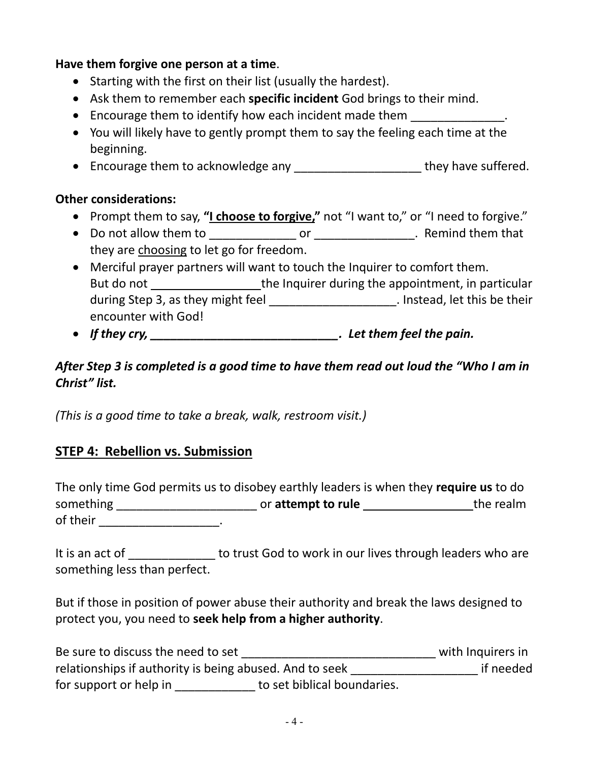**Have them forgive one person at a time**.

- Starting with the first on their list (usually the hardest).
- Ask them to remember each **specific incident** God brings to their mind.
- Encourage them to identify how each incident made them ______________.
- You will likely have to gently prompt them to say the feeling each time at the beginning.
- Encourage them to acknowledge any ___________________ they have suffered.

**Other considerations:**

- Prompt them to say, **"<u>I choose to forgive,</u>"** not "I want to," or "I need to forgive."
- Do not allow them to _____________ or _______________. Remind them that they are <u>choosing</u> to let go for freedom.
- Merciful prayer partners will want to touch the Inquirer to comfort them. But do not ________________the Inquirer during the appointment, in particular during Step 3, as they might feel ___________________. Instead, let this be their encounter with God!
- ***If they cry, _____________________________. Let them feel the pain.***

***After Step 3 is completed is a good time to have them read out loud the "Who I am in Christ" list.***

*(This is a good time to take a break, walk, restroom visit.)*

## <u>STEP 4: Rebellion vs. Submission</u>

The only time God permits us to disobey earthly leaders is when they **require us** to do something _____________________ or **attempt to rule** ________________the realm of their __________________.

It is an act of _____________ to trust God to work in our lives through leaders who are something less than perfect.

But if those in position of power abuse their authority and break the laws designed to protect you, you need to **seek help from a higher authority**.

Be sure to discuss the need to set _____________________________ with Inquirers in relationships if authority is being abused. And to seek ___________________ if needed for support or help in ____________ to set biblical boundaries.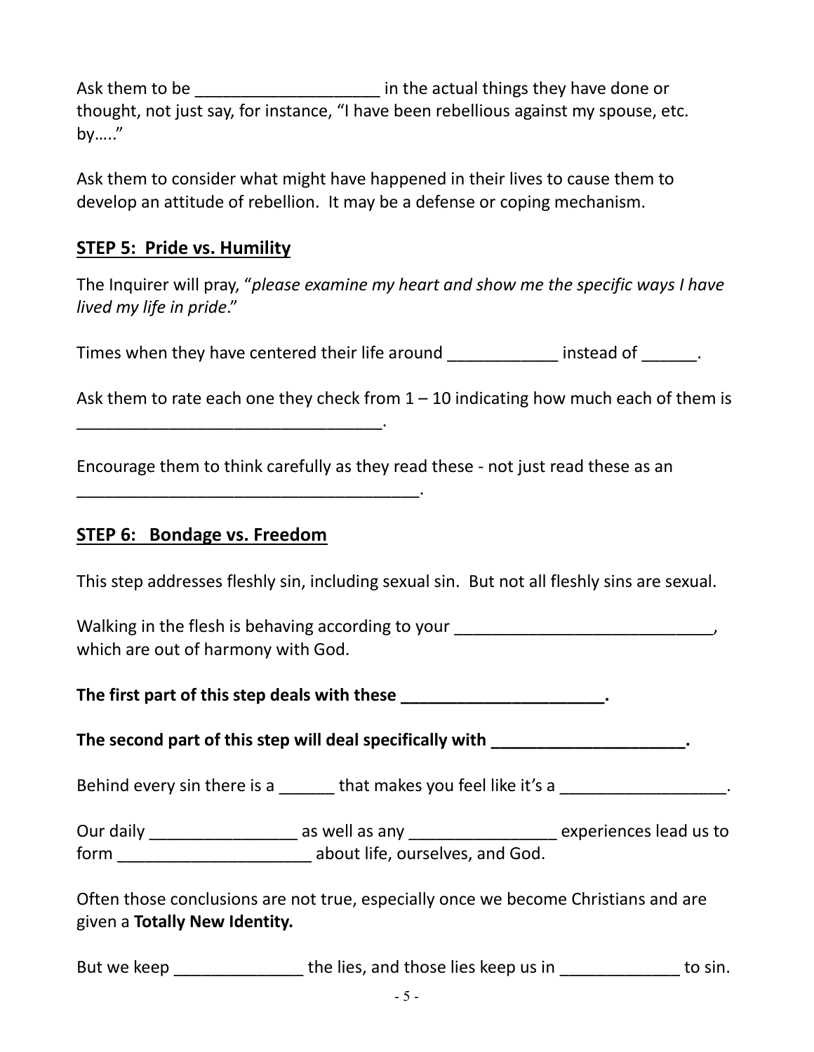Ask them to be ____________________ in the actual things they have done or thought, not just say, for instance, "I have been rebellious against my spouse, etc. by….."

Ask them to consider what might have happened in their lives to cause them to develop an attitude of rebellion. It may be a defense or coping mechanism.

## STEP 5: Pride vs. Humility

The Inquirer will pray, "*please examine my heart and show me the specific ways I have lived my life in pride*."

Times when they have centered their life around ____________ instead of ______.

Ask them to rate each one they check from 1 – 10 indicating how much each of them is __________________________________.

Encourage them to think carefully as they read these - not just read these as an _____________________________________.

## STEP 6: Bondage vs. Freedom

This step addresses fleshly sin, including sexual sin. But not all fleshly sins are sexual.

Walking in the flesh is behaving according to your ____________________________, which are out of harmony with God.

**The first part of this step deals with these ______________________.**

**The second part of this step will deal specifically with _____________________.**

Behind every sin there is a ______ that makes you feel like it's a __________________.

Our daily ________________ as well as any ________________ experiences lead us to form _____________________ about life, ourselves, and God.

Often those conclusions are not true, especially once we become Christians and are given a **Totally New Identity.**

But we keep ______________ the lies, and those lies keep us in _____________ to sin.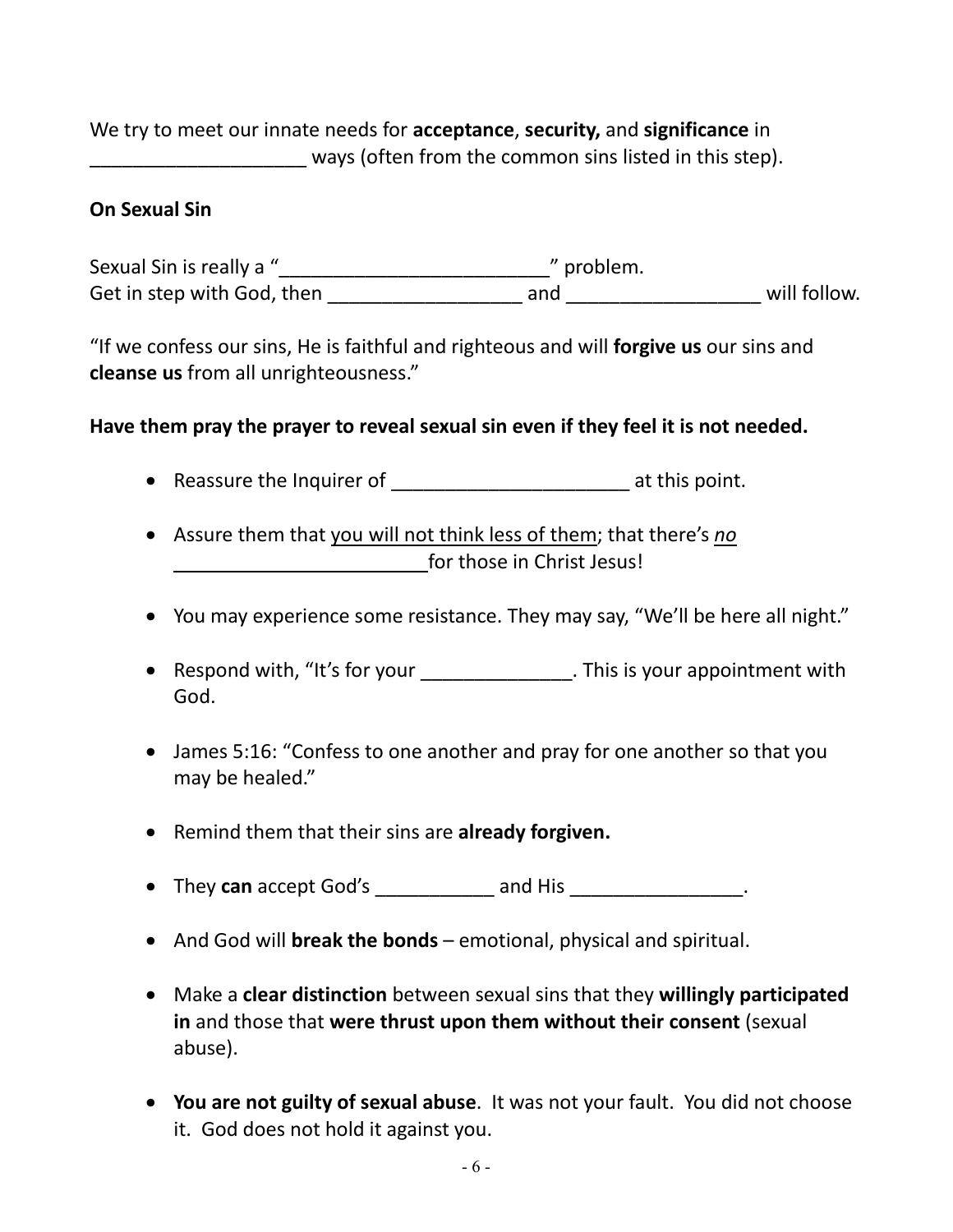We try to meet our innate needs for **acceptance**, **security,** and **significance** in ____________________ ways (often from the common sins listed in this step).

**On Sexual Sin**

Sexual Sin is really a "_________________________" problem.
Get in step with God, then _________________ and _________________ will follow.

"If we confess our sins, He is faithful and righteous and will **forgive us** our sins and **cleanse us** from all unrighteousness."

**Have them pray the prayer to reveal sexual sin even if they feel it is not needed.**

- Reassure the Inquirer of ______________________ at this point.
- Assure them that <u>you will not think less of them</u>; that there's <u>*no*</u> ________________________for those in Christ Jesus!
- You may experience some resistance. They may say, "We'll be here all night."
- Respond with, "It's for your ______________. This is your appointment with God.
- James 5:16: "Confess to one another and pray for one another so that you may be healed."
- Remind them that their sins are **already forgiven.**
- They **can** accept God's ___________ and His ________________.
- And God will **break the bonds** – emotional, physical and spiritual.
- Make a **clear distinction** between sexual sins that they **willingly participated in** and those that **were thrust upon them without their consent** (sexual abuse).
- **You are not guilty of sexual abuse**. It was not your fault. You did not choose it. God does not hold it against you.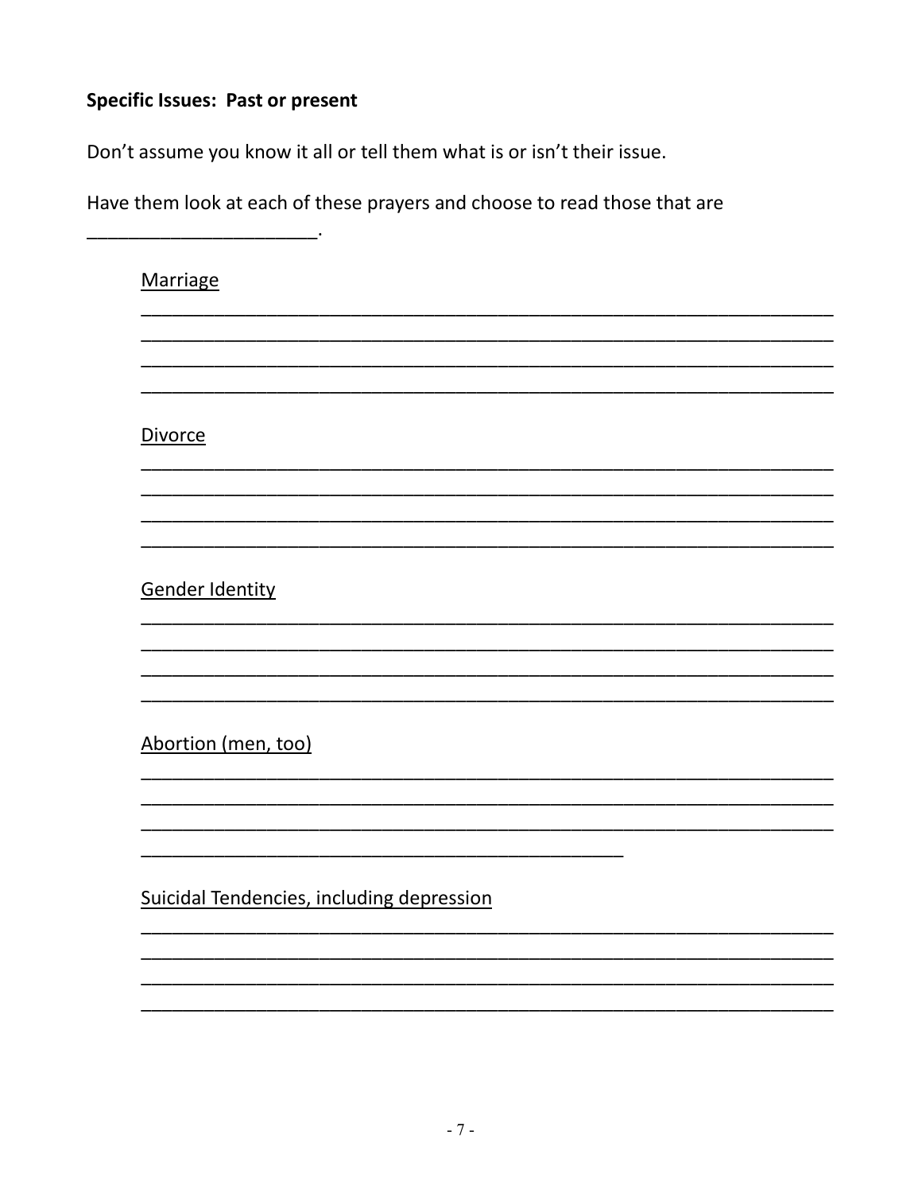**Specific Issues: Past or present**

Don't assume you know it all or tell them what is or isn't their issue.

Have them look at each of these prayers and choose to read those that are \_\_\_\_\_\_\_\_\_\_\_\_\_\_\_\_\_\_\_\_\_\_.

<u>Marriage</u>

\_\_\_\_\_\_\_\_\_\_\_\_\_\_\_\_\_\_\_\_\_\_\_\_\_\_\_\_\_\_\_\_\_\_\_\_\_\_\_\_\_\_\_\_\_\_\_\_\_\_\_\_\_\_\_\_\_\_\_\_\_\_\_\_
\_\_\_\_\_\_\_\_\_\_\_\_\_\_\_\_\_\_\_\_\_\_\_\_\_\_\_\_\_\_\_\_\_\_\_\_\_\_\_\_\_\_\_\_\_\_\_\_\_\_\_\_\_\_\_\_\_\_\_\_\_\_\_\_
\_\_\_\_\_\_\_\_\_\_\_\_\_\_\_\_\_\_\_\_\_\_\_\_\_\_\_\_\_\_\_\_\_\_\_\_\_\_\_\_\_\_\_\_\_\_\_\_\_\_\_\_\_\_\_\_\_\_\_\_\_\_\_\_
\_\_\_\_\_\_\_\_\_\_\_\_\_\_\_\_\_\_\_\_\_\_\_\_\_\_\_\_\_\_\_\_\_\_\_\_\_\_\_\_\_\_\_\_\_\_\_\_\_\_\_\_\_\_\_\_\_\_\_\_\_\_\_\_

<u>Divorce</u>

\_\_\_\_\_\_\_\_\_\_\_\_\_\_\_\_\_\_\_\_\_\_\_\_\_\_\_\_\_\_\_\_\_\_\_\_\_\_\_\_\_\_\_\_\_\_\_\_\_\_\_\_\_\_\_\_\_\_\_\_\_\_\_\_
\_\_\_\_\_\_\_\_\_\_\_\_\_\_\_\_\_\_\_\_\_\_\_\_\_\_\_\_\_\_\_\_\_\_\_\_\_\_\_\_\_\_\_\_\_\_\_\_\_\_\_\_\_\_\_\_\_\_\_\_\_\_\_\_
\_\_\_\_\_\_\_\_\_\_\_\_\_\_\_\_\_\_\_\_\_\_\_\_\_\_\_\_\_\_\_\_\_\_\_\_\_\_\_\_\_\_\_\_\_\_\_\_\_\_\_\_\_\_\_\_\_\_\_\_\_\_\_\_
\_\_\_\_\_\_\_\_\_\_\_\_\_\_\_\_\_\_\_\_\_\_\_\_\_\_\_\_\_\_\_\_\_\_\_\_\_\_\_\_\_\_\_\_\_\_\_\_\_\_\_\_\_\_\_\_\_\_\_\_\_\_\_\_

<u>Gender Identity</u>

\_\_\_\_\_\_\_\_\_\_\_\_\_\_\_\_\_\_\_\_\_\_\_\_\_\_\_\_\_\_\_\_\_\_\_\_\_\_\_\_\_\_\_\_\_\_\_\_\_\_\_\_\_\_\_\_\_\_\_\_\_\_\_\_
\_\_\_\_\_\_\_\_\_\_\_\_\_\_\_\_\_\_\_\_\_\_\_\_\_\_\_\_\_\_\_\_\_\_\_\_\_\_\_\_\_\_\_\_\_\_\_\_\_\_\_\_\_\_\_\_\_\_\_\_\_\_\_\_
\_\_\_\_\_\_\_\_\_\_\_\_\_\_\_\_\_\_\_\_\_\_\_\_\_\_\_\_\_\_\_\_\_\_\_\_\_\_\_\_\_\_\_\_\_\_\_\_\_\_\_\_\_\_\_\_\_\_\_\_\_\_\_\_
\_\_\_\_\_\_\_\_\_\_\_\_\_\_\_\_\_\_\_\_\_\_\_\_\_\_\_\_\_\_\_\_\_\_\_\_\_\_\_\_\_\_\_\_\_\_\_\_\_\_\_\_\_\_\_\_\_\_\_\_\_\_\_\_

<u>Abortion (men, too)</u>

\_\_\_\_\_\_\_\_\_\_\_\_\_\_\_\_\_\_\_\_\_\_\_\_\_\_\_\_\_\_\_\_\_\_\_\_\_\_\_\_\_\_\_\_\_\_\_\_\_\_\_\_\_\_\_\_\_\_\_\_\_\_\_\_
\_\_\_\_\_\_\_\_\_\_\_\_\_\_\_\_\_\_\_\_\_\_\_\_\_\_\_\_\_\_\_\_\_\_\_\_\_\_\_\_\_\_\_\_\_\_\_\_\_\_\_\_\_\_\_\_\_\_\_\_\_\_\_\_
\_\_\_\_\_\_\_\_\_\_\_\_\_\_\_\_\_\_\_\_\_\_\_\_\_\_\_\_\_\_\_\_\_\_\_\_\_\_\_\_\_\_\_\_\_\_\_\_\_\_\_\_\_\_\_\_\_\_\_\_\_\_\_\_
\_\_\_\_\_\_\_\_\_\_\_\_\_\_\_\_\_\_\_\_\_\_\_\_\_\_\_\_\_\_\_\_\_\_\_\_\_\_\_\_\_\_\_\_\_

<u>Suicidal Tendencies, including depression</u>

\_\_\_\_\_\_\_\_\_\_\_\_\_\_\_\_\_\_\_\_\_\_\_\_\_\_\_\_\_\_\_\_\_\_\_\_\_\_\_\_\_\_\_\_\_\_\_\_\_\_\_\_\_\_\_\_\_\_\_\_\_\_\_\_
\_\_\_\_\_\_\_\_\_\_\_\_\_\_\_\_\_\_\_\_\_\_\_\_\_\_\_\_\_\_\_\_\_\_\_\_\_\_\_\_\_\_\_\_\_\_\_\_\_\_\_\_\_\_\_\_\_\_\_\_\_\_\_\_
\_\_\_\_\_\_\_\_\_\_\_\_\_\_\_\_\_\_\_\_\_\_\_\_\_\_\_\_\_\_\_\_\_\_\_\_\_\_\_\_\_\_\_\_\_\_\_\_\_\_\_\_\_\_\_\_\_\_\_\_\_\_\_\_
\_\_\_\_\_\_\_\_\_\_\_\_\_\_\_\_\_\_\_\_\_\_\_\_\_\_\_\_\_\_\_\_\_\_\_\_\_\_\_\_\_\_\_\_\_\_\_\_\_\_\_\_\_\_\_\_\_\_\_\_\_\_\_\_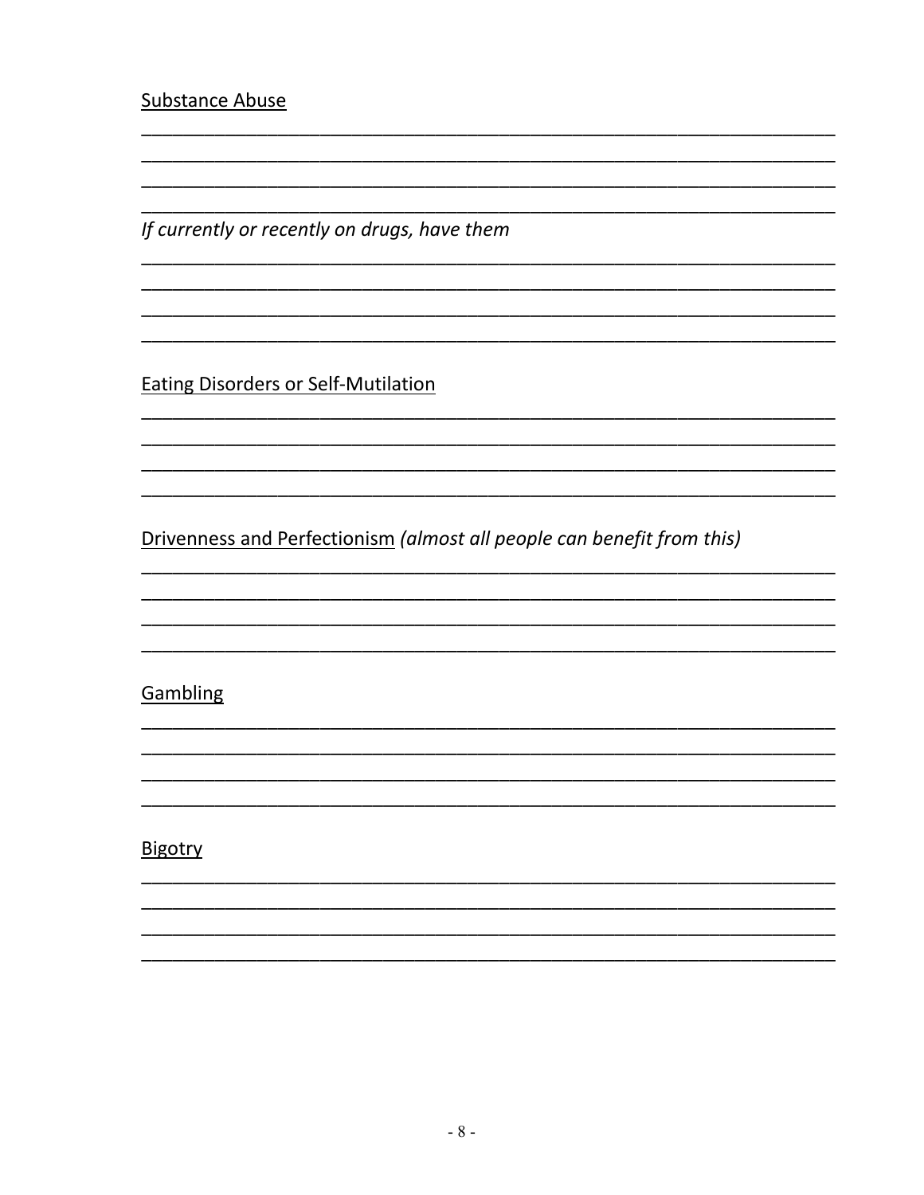<u>Substance Abuse</u>

______________________________________________________________________
______________________________________________________________________
______________________________________________________________________
______________________________________________________________________

*If currently or recently on drugs, have them*

______________________________________________________________________
______________________________________________________________________
______________________________________________________________________
______________________________________________________________________

<u>Eating Disorders or Self-Mutilation</u>

______________________________________________________________________
______________________________________________________________________
______________________________________________________________________
______________________________________________________________________

<u>Drivenness and Perfectionism</u> *(almost all people can benefit from this)*

______________________________________________________________________
______________________________________________________________________
______________________________________________________________________
______________________________________________________________________

<u>Gambling</u>

______________________________________________________________________
______________________________________________________________________
______________________________________________________________________
______________________________________________________________________

<u>Bigotry</u>

______________________________________________________________________
______________________________________________________________________
______________________________________________________________________
______________________________________________________________________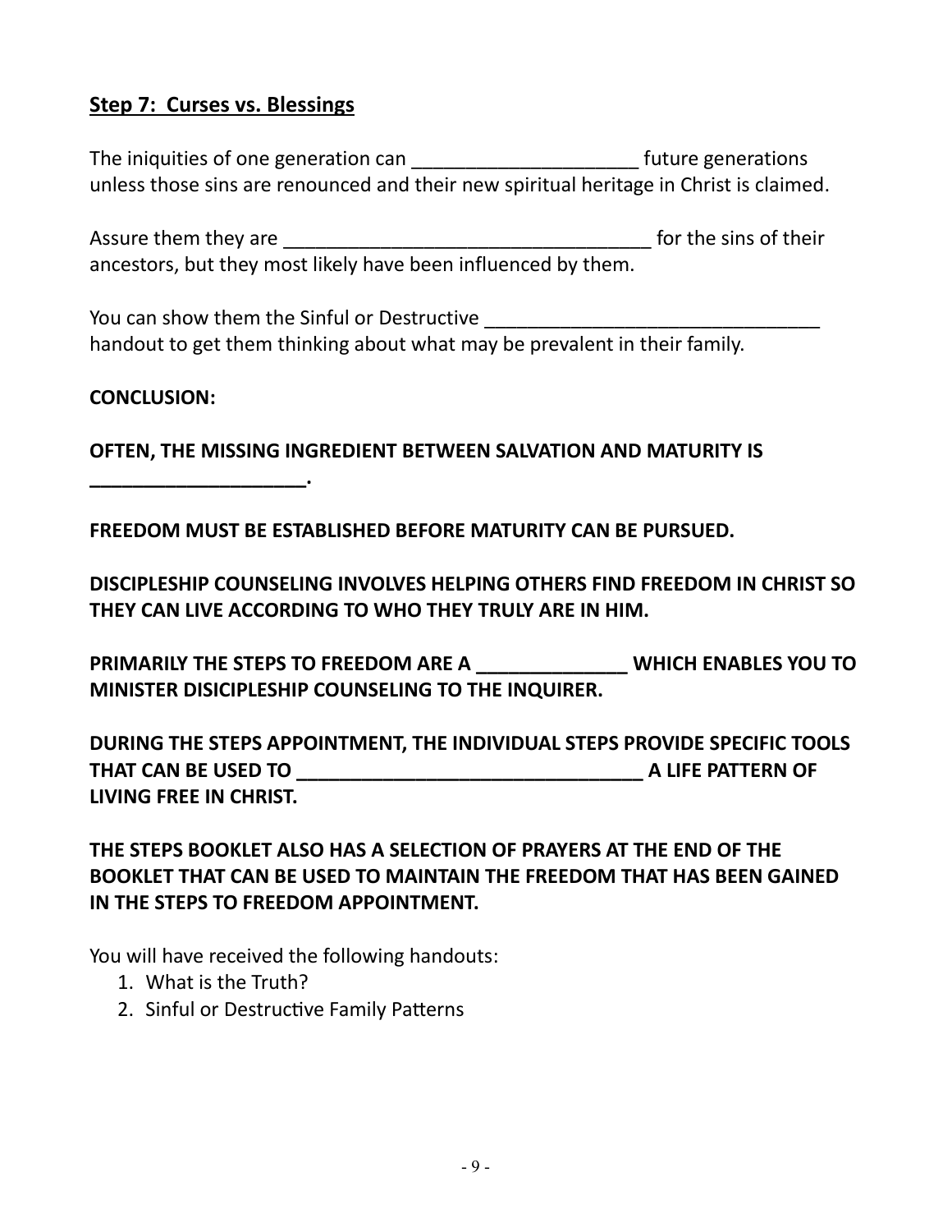## Step 7: Curses vs. Blessings

The iniquities of one generation can _____________________ future generations unless those sins are renounced and their new spiritual heritage in Christ is claimed.

Assure them they are __________________________________ for the sins of their ancestors, but they most likely have been influenced by them.

You can show them the Sinful or Destructive ________________________________ handout to get them thinking about what may be prevalent in their family.

**CONCLUSION:**

**OFTEN, THE MISSING INGREDIENT BETWEEN SALVATION AND MATURITY IS _____________________.**

**FREEDOM MUST BE ESTABLISHED BEFORE MATURITY CAN BE PURSUED.**

**DISCIPLESHIP COUNSELING INVOLVES HELPING OTHERS FIND FREEDOM IN CHRIST SO THEY CAN LIVE ACCORDING TO WHO THEY TRULY ARE IN HIM.**

**PRIMARILY THE STEPS TO FREEDOM ARE A ______________ WHICH ENABLES YOU TO MINISTER DISICIPLESHIP COUNSELING TO THE INQUIRER.**

**DURING THE STEPS APPOINTMENT, THE INDIVIDUAL STEPS PROVIDE SPECIFIC TOOLS THAT CAN BE USED TO _________________________________ A LIFE PATTERN OF LIVING FREE IN CHRIST.**

**THE STEPS BOOKLET ALSO HAS A SELECTION OF PRAYERS AT THE END OF THE BOOKLET THAT CAN BE USED TO MAINTAIN THE FREEDOM THAT HAS BEEN GAINED IN THE STEPS TO FREEDOM APPOINTMENT.**

You will have received the following handouts:

1. What is the Truth?
2. Sinful or Destructive Family Patterns